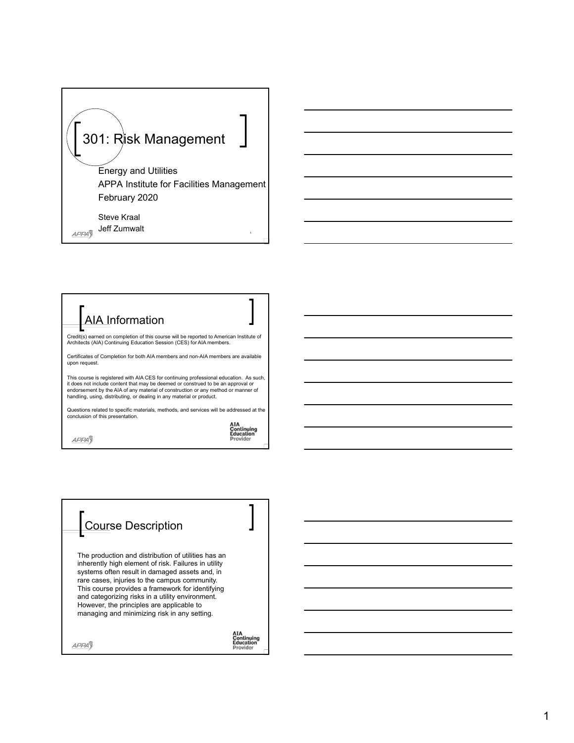# 301: Risk Management

Energy and Utilities
APPA Institute for Facilities Management
February 2020

Steve Kraal
Jeff Zumwalt

## AIA Information

Credit(s) earned on completion of this course will be reported to American Institute of Architects (AIA) Continuing Education Session (CES) for AIA members.

Certificates of Completion for both AIA members and non-AIA members are available upon request.

This course is registered with AIA CES for continuing professional education. As such, it does not include content that may be deemed or construed to be an approval or endorsement by the AIA of any material of construction or any method or manner of handling, using, distributing, or dealing in any material or product.

Questions related to specific materials, methods, and services will be addressed at the conclusion of this presentation.

AIA Continuing Education Provider

## Course Description

The production and distribution of utilities has an inherently high element of risk. Failures in utility systems often result in damaged assets and, in rare cases, injuries to the campus community. This course provides a framework for identifying and categorizing risks in a utility environment. However, the principles are applicable to managing and minimizing risk in any setting.

AIA Continuing Education Provider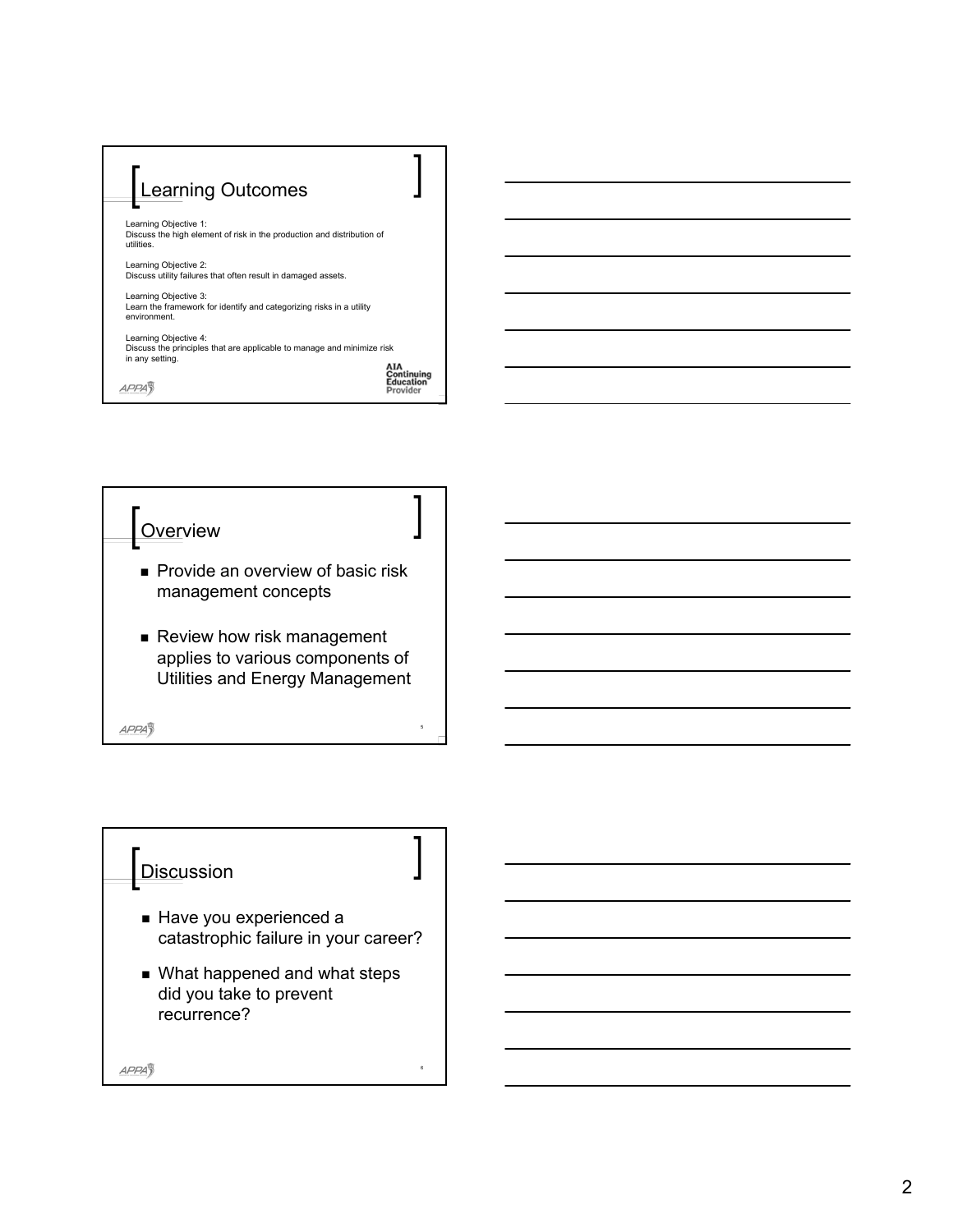## Learning Outcomes

Learning Objective 1:
Discuss the high element of risk in the production and distribution of utilities.

Learning Objective 2:
Discuss utility failures that often result in damaged assets.

Learning Objective 3:
Learn the framework for identify and categorizing risks in a utility environment.

Learning Objective 4:
Discuss the principles that are applicable to manage and minimize risk in any setting.

AIA Continuing Education Provider

## Overview

- Provide an overview of basic risk management concepts
- Review how risk management applies to various components of Utilities and Energy Management

## Discussion

- Have you experienced a catastrophic failure in your career?
- What happened and what steps did you take to prevent recurrence?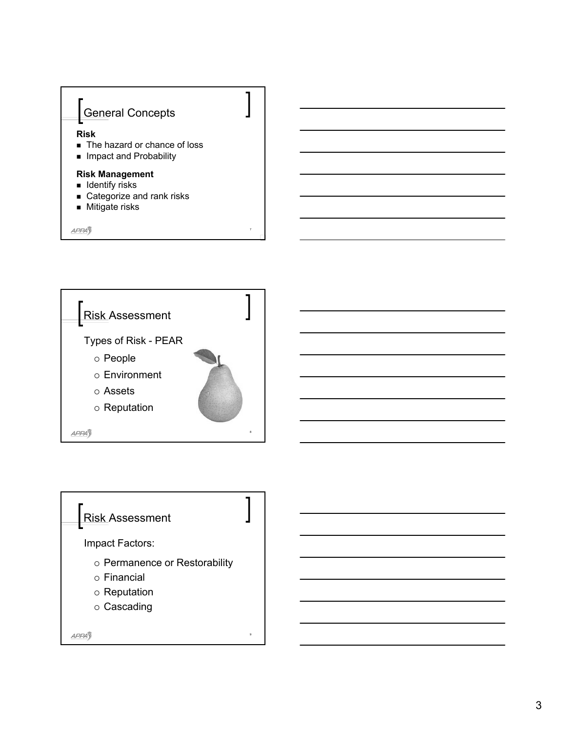## General Concepts

**Risk**

- The hazard or chance of loss
- Impact and Probability

**Risk Management**

- Identify risks
- Categorize and rank risks
- Mitigate risks

## Risk Assessment

Types of Risk - PEAR

- People
- Environment
- Assets
- Reputation

## Risk Assessment

Impact Factors:

- Permanence or Restorability
- Financial
- Reputation
- Cascading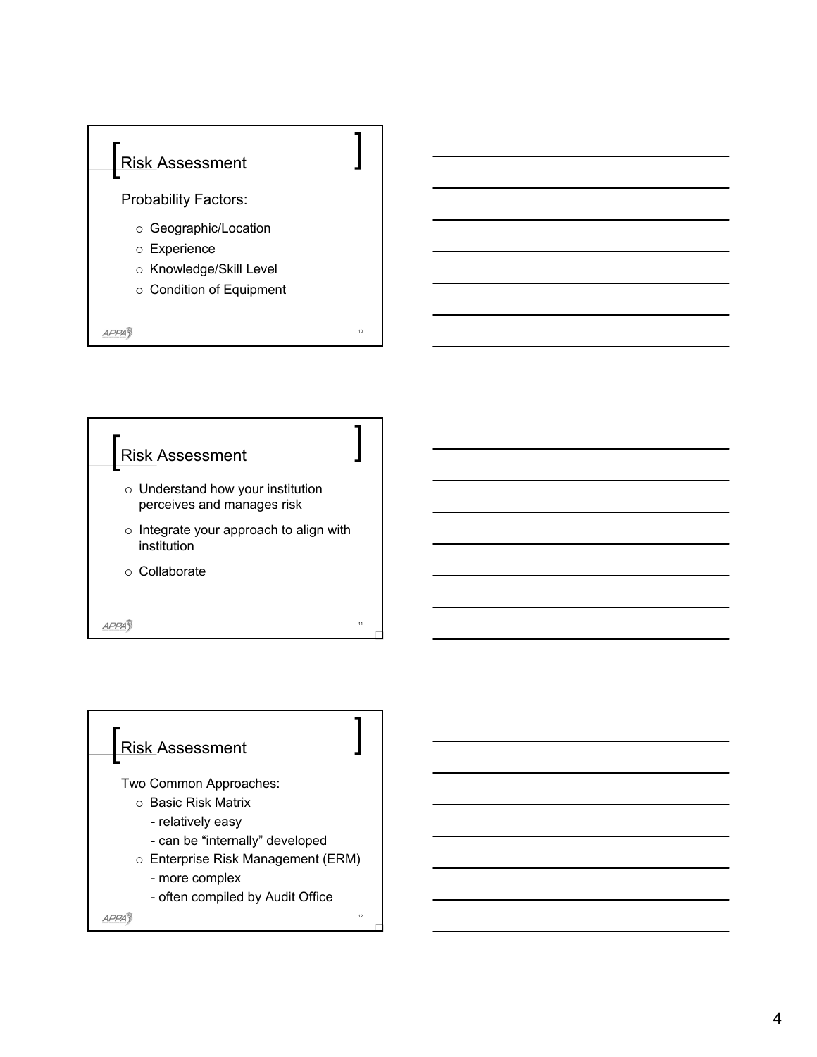## Risk Assessment

Probability Factors:

- Geographic/Location
- Experience
- Knowledge/Skill Level
- Condition of Equipment

## Risk Assessment

- Understand how your institution perceives and manages risk
- Integrate your approach to align with institution
- Collaborate

## Risk Assessment

Two Common Approaches:

- Basic Risk Matrix
  - relatively easy
  - can be "internally" developed
- Enterprise Risk Management (ERM)
  - more complex
  - often compiled by Audit Office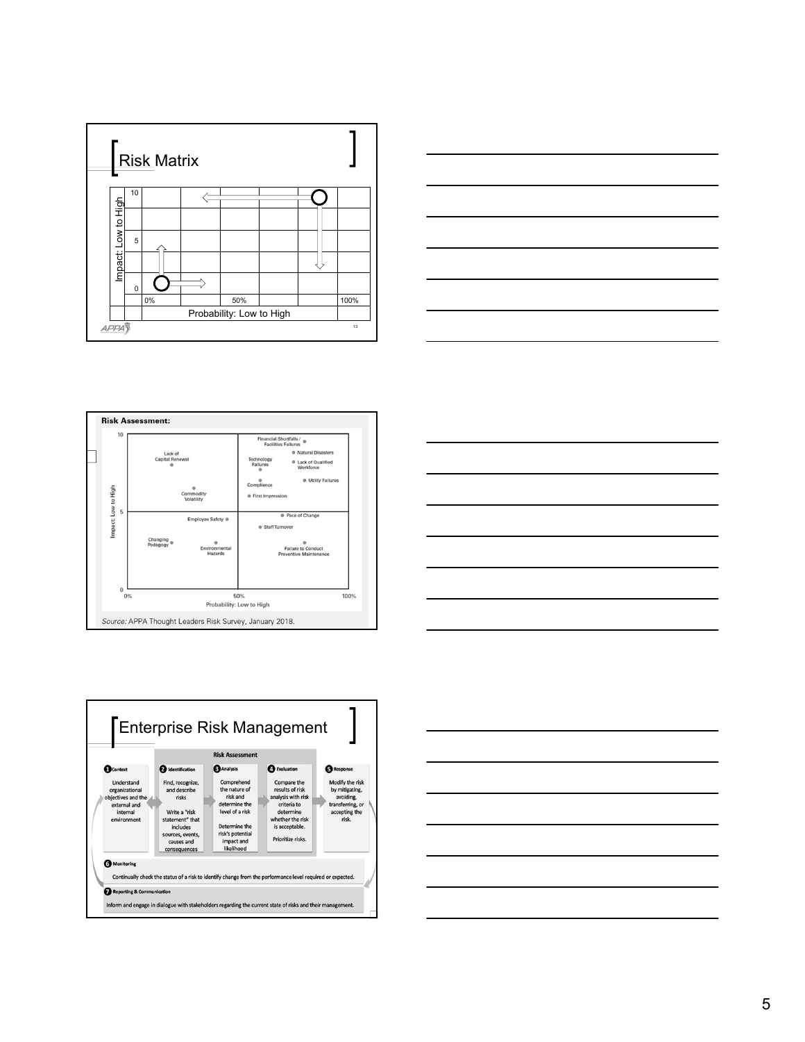## Risk Matrix

| | | | | | | |
|---|---|---|---|---|---|---|
| 10 | | | | | | |
| | | | | | | |
| 5 | | | | | | |
| | | | | | | |
| 0 | | | | | | |
| | 0% | | 50% | | | 100% |

Impact: Low to High

Probability: Low to High

**Risk Assessment:**

Impact: Low to High (0, 5, 10)

Probability: Low to High (0%, 50%, 100%)

- Lack of Capital Renewal
- Commodity Volatility
- Financial Shortfalls / Facilities Failures
- Natural Disasters
- Technology Failures
- Lack of Qualified Workforce
- Compliance
- Utility Failures
- First Impression
- Employee Safety
- Pace of Change
- Staff Turnover
- Changing Pedagogy
- Environmental Hazards
- Failure to Conduct Preventive Maintenance

*Source:* APPA Thought Leaders Risk Survey, January 2018.

## Enterprise Risk Management

**Risk Assessment**

1. **Context** – Understand organizational objectives and the external and internal environment
2. **Identification** – Find, recognize, and describe risks. Write a "risk statement" that includes sources, events, causes and consequences
3. **Analysis** – Comprehend the nature of risk and determine the level of a risk. Determine the risk's potential impact and likelihood
4. **Evaluation** – Compare the results of risk analysis with risk criteria to determine whether the risk is acceptable. Prioritize risks.
5. **Response** – Modify the risk by mitigating, avoiding, transferring, or accepting the risk.
6. **Monitoring** – Continually check the status of a risk to identify change from the performance level required or expected.
7. **Reporting & Communication** – Inform and engage in dialogue with stakeholders regarding the current state of risks and their management.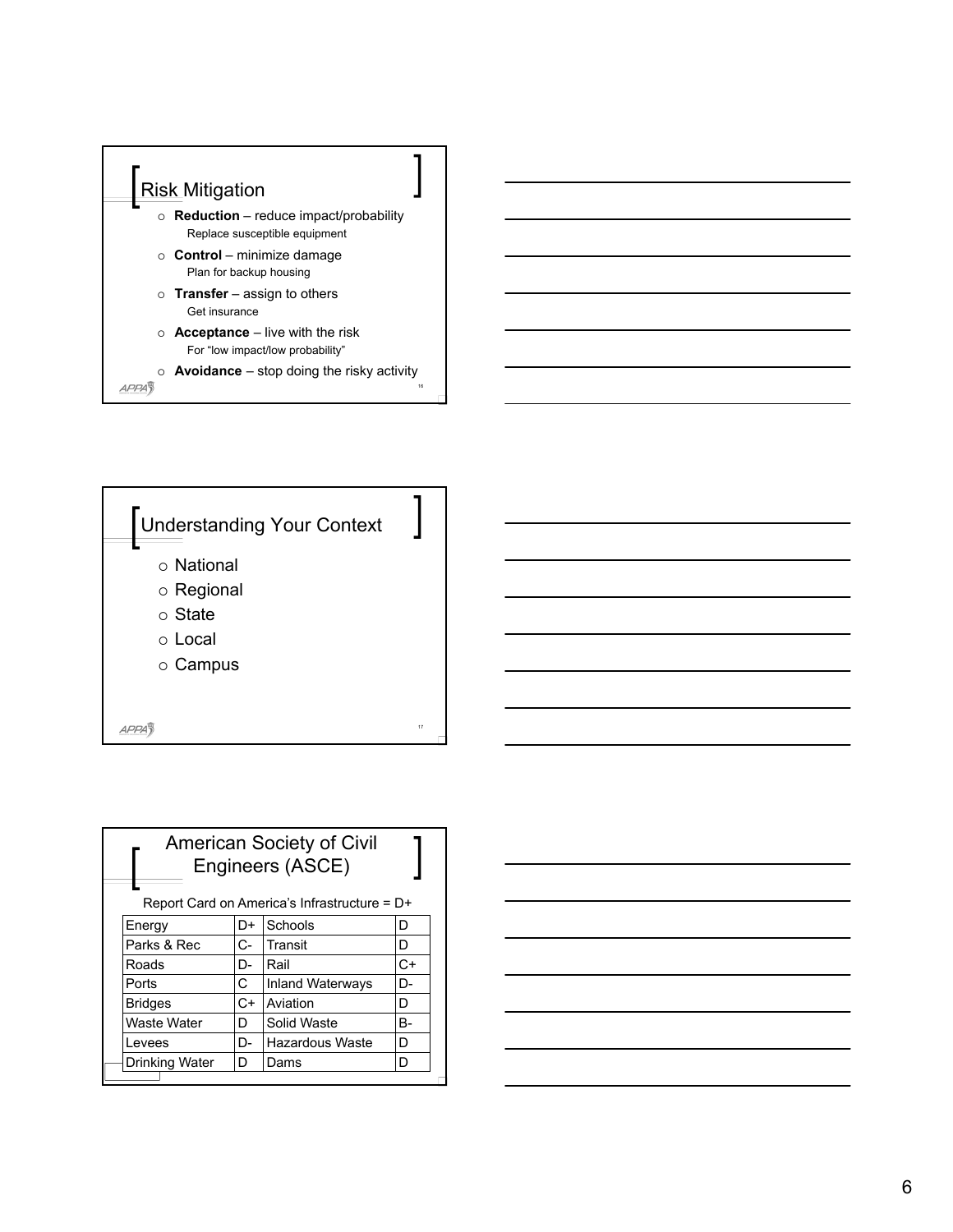## Risk Mitigation

- **Reduction** – reduce impact/probability
  - Replace susceptible equipment
- **Control** – minimize damage
  - Plan for backup housing
- **Transfer** – assign to others
  - Get insurance
- **Acceptance** – live with the risk
  - For "low impact/low probability"
- **Avoidance** – stop doing the risky activity

## Understanding Your Context

- National
- Regional
- State
- Local
- Campus

## American Society of Civil Engineers (ASCE)

Report Card on America's Infrastructure = D+

| | | | |
|---|---|---|---|
| Energy | D+ | Schools | D |
| Parks & Rec | C- | Transit | D |
| Roads | D- | Rail | C+ |
| Ports | C | Inland Waterways | D- |
| Bridges | C+ | Aviation | D |
| Waste Water | D | Solid Waste | B- |
| Levees | D- | Hazardous Waste | D |
| Drinking Water | D | Dams | D |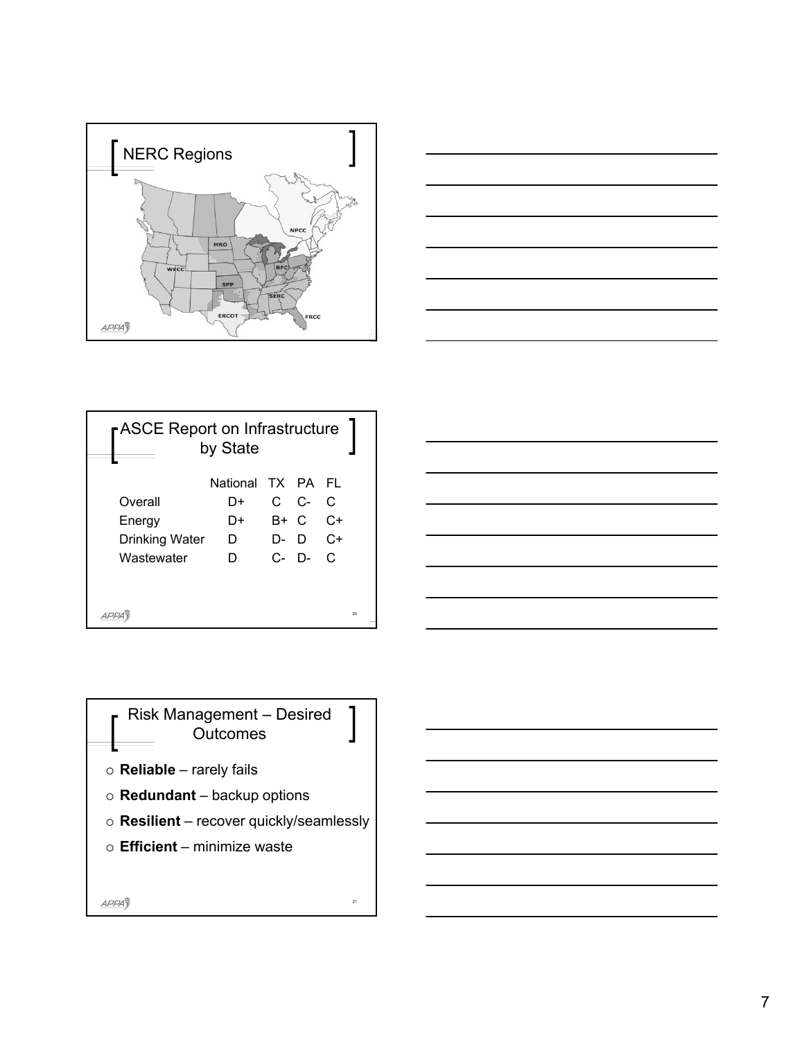## NERC Regions

NPCC
MRO
WECC
RFC
SPP
SERC
ERCOT
FRCC

## ASCE Report on Infrastructure by State

| | National | TX | PA | FL |
|---|---|---|---|---|
| Overall | D+ | C | C- | C |
| Energy | D+ | B+ | C | C+ |
| Drinking Water | D | D- | D | C+ |
| Wastewater | D | C- | D- | C |

## Risk Management – Desired Outcomes

- **Reliable** – rarely fails
- **Redundant** – backup options
- **Resilient** – recover quickly/seamlessly
- **Efficient** – minimize waste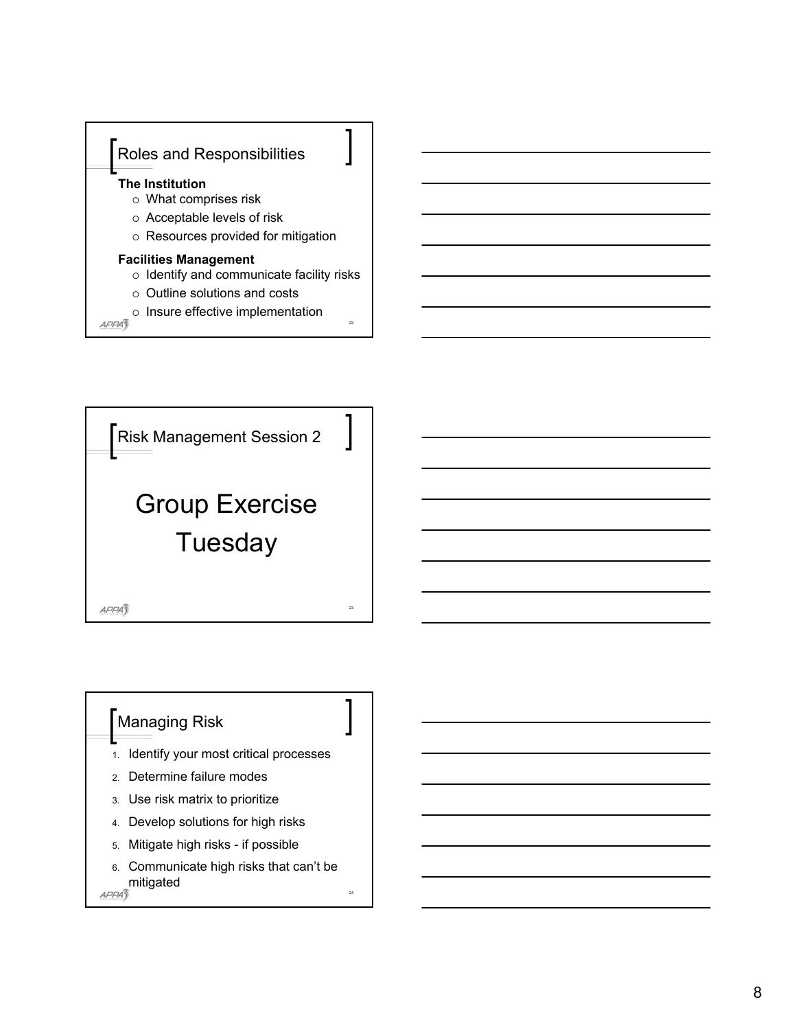## Roles and Responsibilities

**The Institution**

- What comprises risk
- Acceptable levels of risk
- Resources provided for mitigation

**Facilities Management**

- Identify and communicate facility risks
- Outline solutions and costs
- Insure effective implementation

## Risk Management Session 2

# Group Exercise

# Tuesday

## Managing Risk

1. Identify your most critical processes
2. Determine failure modes
3. Use risk matrix to prioritize
4. Develop solutions for high risks
5. Mitigate high risks - if possible
6. Communicate high risks that can't be mitigated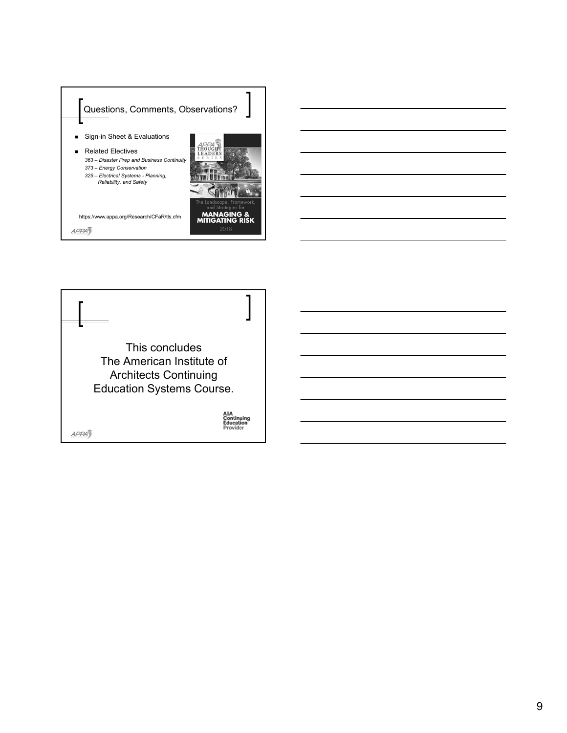## Questions, Comments, Observations?

- Sign-in Sheet & Evaluations
- Related Electives
  - *363 – Disaster Prep and Business Continuity*
  - *373 – Energy Conservation*
  - *325 – Electrical Systems - Planning, Reliability, and Safety*

https://www.appa.org/Research/CFaR/tls.cfm

APPA Thought Leaders Series

The Landscape, Framework, and Strategies for

**MANAGING & MITIGATING RISK**

2018

APPA

This concludes The American Institute of Architects Continuing Education Systems Course.

AIA Continuing Education Provider

APPA